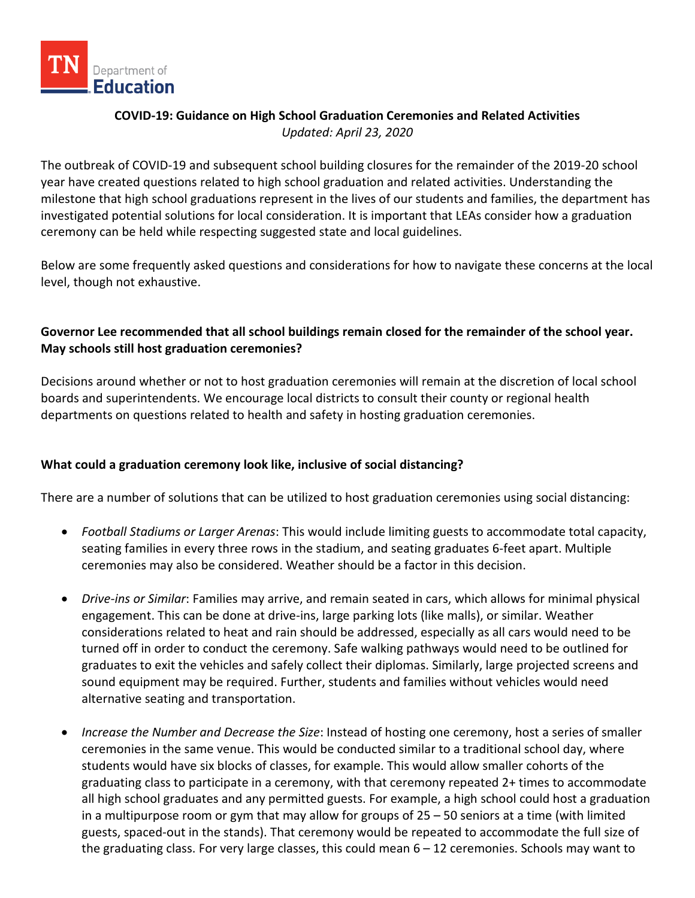TN Department of Education

**COVID-19: Guidance on High School Graduation Ceremonies and Related Activities**
*Updated: April 23, 2020*

The outbreak of COVID-19 and subsequent school building closures for the remainder of the 2019-20 school year have created questions related to high school graduation and related activities. Understanding the milestone that high school graduations represent in the lives of our students and families, the department has investigated potential solutions for local consideration. It is important that LEAs consider how a graduation ceremony can be held while respecting suggested state and local guidelines.

Below are some frequently asked questions and considerations for how to navigate these concerns at the local level, though not exhaustive.

**Governor Lee recommended that all school buildings remain closed for the remainder of the school year. May schools still host graduation ceremonies?**

Decisions around whether or not to host graduation ceremonies will remain at the discretion of local school boards and superintendents. We encourage local districts to consult their county or regional health departments on questions related to health and safety in hosting graduation ceremonies.

**What could a graduation ceremony look like, inclusive of social distancing?**

There are a number of solutions that can be utilized to host graduation ceremonies using social distancing:

- *Football Stadiums or Larger Arenas*: This would include limiting guests to accommodate total capacity, seating families in every three rows in the stadium, and seating graduates 6-feet apart. Multiple ceremonies may also be considered. Weather should be a factor in this decision.
- *Drive-ins or Similar*: Families may arrive, and remain seated in cars, which allows for minimal physical engagement. This can be done at drive-ins, large parking lots (like malls), or similar. Weather considerations related to heat and rain should be addressed, especially as all cars would need to be turned off in order to conduct the ceremony. Safe walking pathways would need to be outlined for graduates to exit the vehicles and safely collect their diplomas. Similarly, large projected screens and sound equipment may be required. Further, students and families without vehicles would need alternative seating and transportation.
- *Increase the Number and Decrease the Size*: Instead of hosting one ceremony, host a series of smaller ceremonies in the same venue. This would be conducted similar to a traditional school day, where students would have six blocks of classes, for example. This would allow smaller cohorts of the graduating class to participate in a ceremony, with that ceremony repeated 2+ times to accommodate all high school graduates and any permitted guests. For example, a high school could host a graduation in a multipurpose room or gym that may allow for groups of 25 – 50 seniors at a time (with limited guests, spaced-out in the stands). That ceremony would be repeated to accommodate the full size of the graduating class. For very large classes, this could mean 6 – 12 ceremonies. Schools may want to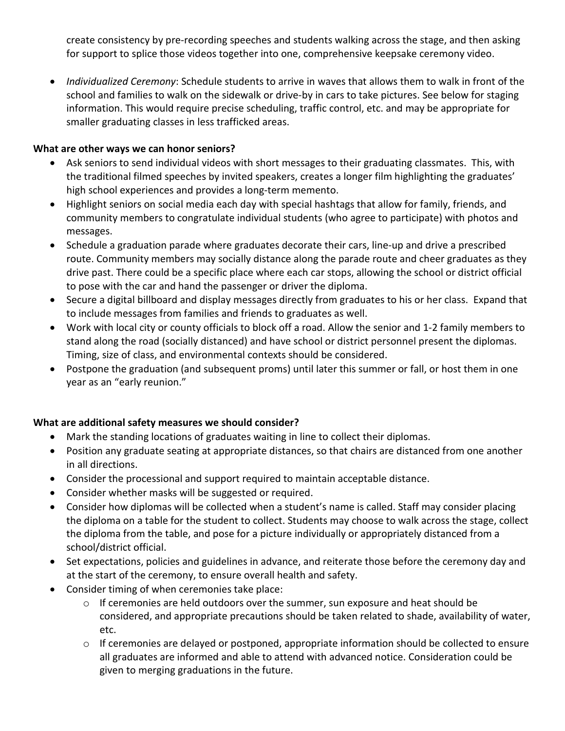create consistency by pre-recording speeches and students walking across the stage, and then asking for support to splice those videos together into one, comprehensive keepsake ceremony video.

- *Individualized Ceremony*: Schedule students to arrive in waves that allows them to walk in front of the school and families to walk on the sidewalk or drive-by in cars to take pictures. See below for staging information. This would require precise scheduling, traffic control, etc. and may be appropriate for smaller graduating classes in less trafficked areas.

**What are other ways we can honor seniors?**

- Ask seniors to send individual videos with short messages to their graduating classmates. This, with the traditional filmed speeches by invited speakers, creates a longer film highlighting the graduates' high school experiences and provides a long-term memento.
- Highlight seniors on social media each day with special hashtags that allow for family, friends, and community members to congratulate individual students (who agree to participate) with photos and messages.
- Schedule a graduation parade where graduates decorate their cars, line-up and drive a prescribed route. Community members may socially distance along the parade route and cheer graduates as they drive past. There could be a specific place where each car stops, allowing the school or district official to pose with the car and hand the passenger or driver the diploma.
- Secure a digital billboard and display messages directly from graduates to his or her class. Expand that to include messages from families and friends to graduates as well.
- Work with local city or county officials to block off a road. Allow the senior and 1-2 family members to stand along the road (socially distanced) and have school or district personnel present the diplomas. Timing, size of class, and environmental contexts should be considered.
- Postpone the graduation (and subsequent proms) until later this summer or fall, or host them in one year as an "early reunion."

**What are additional safety measures we should consider?**

- Mark the standing locations of graduates waiting in line to collect their diplomas.
- Position any graduate seating at appropriate distances, so that chairs are distanced from one another in all directions.
- Consider the processional and support required to maintain acceptable distance.
- Consider whether masks will be suggested or required.
- Consider how diplomas will be collected when a student's name is called. Staff may consider placing the diploma on a table for the student to collect. Students may choose to walk across the stage, collect the diploma from the table, and pose for a picture individually or appropriately distanced from a school/district official.
- Set expectations, policies and guidelines in advance, and reiterate those before the ceremony day and at the start of the ceremony, to ensure overall health and safety.
- Consider timing of when ceremonies take place:
    - If ceremonies are held outdoors over the summer, sun exposure and heat should be considered, and appropriate precautions should be taken related to shade, availability of water, etc.
    - If ceremonies are delayed or postponed, appropriate information should be collected to ensure all graduates are informed and able to attend with advanced notice. Consideration could be given to merging graduations in the future.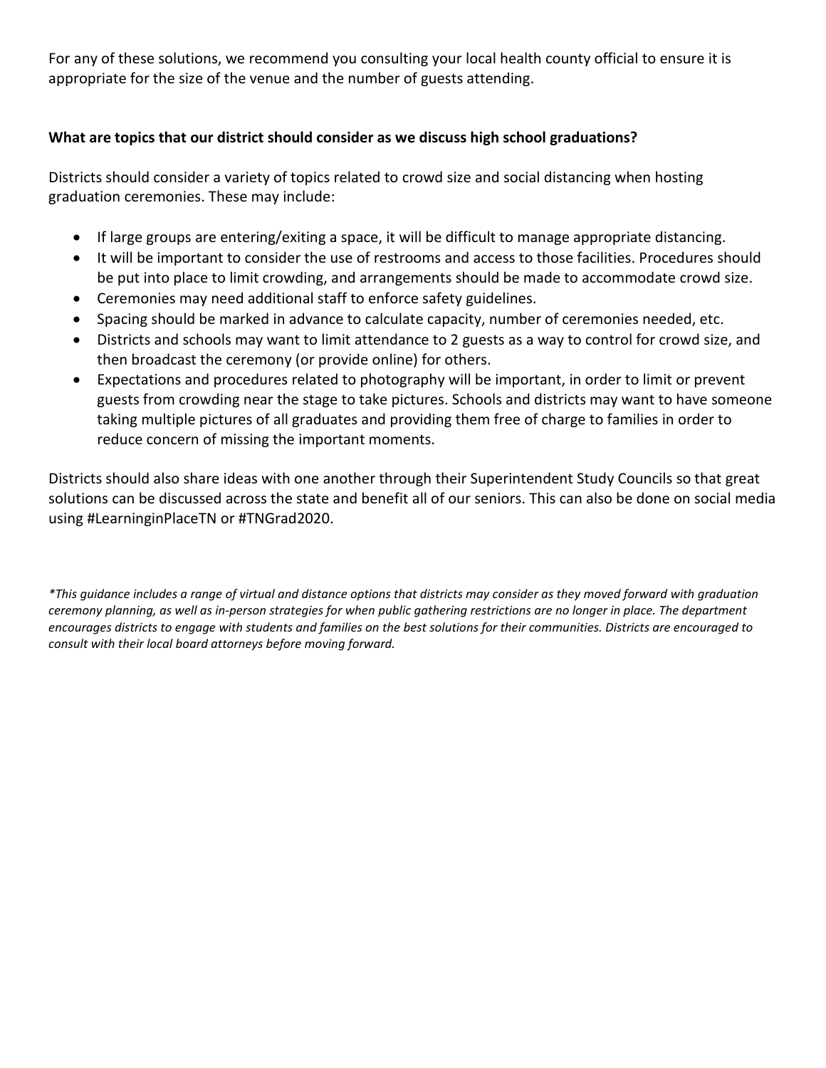For any of these solutions, we recommend you consulting your local health county official to ensure it is appropriate for the size of the venue and the number of guests attending.

**What are topics that our district should consider as we discuss high school graduations?**

Districts should consider a variety of topics related to crowd size and social distancing when hosting graduation ceremonies. These may include:

- If large groups are entering/exiting a space, it will be difficult to manage appropriate distancing.
- It will be important to consider the use of restrooms and access to those facilities. Procedures should be put into place to limit crowding, and arrangements should be made to accommodate crowd size.
- Ceremonies may need additional staff to enforce safety guidelines.
- Spacing should be marked in advance to calculate capacity, number of ceremonies needed, etc.
- Districts and schools may want to limit attendance to 2 guests as a way to control for crowd size, and then broadcast the ceremony (or provide online) for others.
- Expectations and procedures related to photography will be important, in order to limit or prevent guests from crowding near the stage to take pictures. Schools and districts may want to have someone taking multiple pictures of all graduates and providing them free of charge to families in order to reduce concern of missing the important moments.

Districts should also share ideas with one another through their Superintendent Study Councils so that great solutions can be discussed across the state and benefit all of our seniors. This can also be done on social media using #LearninginPlaceTN or #TNGrad2020.

**This guidance includes a range of virtual and distance options that districts may consider as they moved forward with graduation ceremony planning, as well as in-person strategies for when public gathering restrictions are no longer in place. The department encourages districts to engage with students and families on the best solutions for their communities. Districts are encouraged to consult with their local board attorneys before moving forward.*